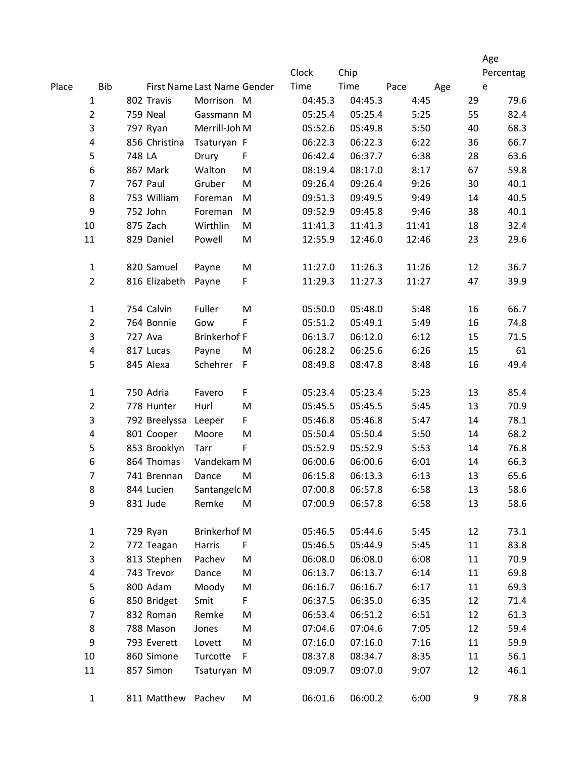| Place | Bib | First Name | Last Name | Gender | Clock Time | Chip Time | Pace | Age | Age Percentage |
|---|---|---|---|---|---|---|---|---|---|
| 1 | 802 | Travis | Morrison | M | 04:45.3 | 04:45.3 | 4:45 | 29 | 79.6 |
| 2 | 759 | Neal | Gassmann | M | 05:25.4 | 05:25.4 | 5:25 | 55 | 82.4 |
| 3 | 797 | Ryan | Merrill-Joh | M | 05:52.6 | 05:49.8 | 5:50 | 40 | 68.3 |
| 4 | 856 | Christina | Tsaturyan | F | 06:22.3 | 06:22.3 | 6:22 | 36 | 66.7 |
| 5 | 748 | LA | Drury | F | 06:42.4 | 06:37.7 | 6:38 | 28 | 63.6 |
| 6 | 867 | Mark | Walton | M | 08:19.4 | 08:17.0 | 8:17 | 67 | 59.8 |
| 7 | 767 | Paul | Gruber | M | 09:26.4 | 09:26.4 | 9:26 | 30 | 40.1 |
| 8 | 753 | William | Foreman | M | 09:51.3 | 09:49.5 | 9:49 | 14 | 40.5 |
| 9 | 752 | John | Foreman | M | 09:52.9 | 09:45.8 | 9:46 | 38 | 40.1 |
| 10 | 875 | Zach | Wirthlin | M | 11:41.3 | 11:41.3 | 11:41 | 18 | 32.4 |
| 11 | 829 | Daniel | Powell | M | 12:55.9 | 12:46.0 | 12:46 | 23 | 29.6 |
| | | | | | | | | | |
| 1 | 820 | Samuel | Payne | M | 11:27.0 | 11:26.3 | 11:26 | 12 | 36.7 |
| 2 | 816 | Elizabeth | Payne | F | 11:29.3 | 11:27.3 | 11:27 | 47 | 39.9 |
| | | | | | | | | | |
| 1 | 754 | Calvin | Fuller | M | 05:50.0 | 05:48.0 | 5:48 | 16 | 66.7 |
| 2 | 764 | Bonnie | Gow | F | 05:51.2 | 05:49.1 | 5:49 | 16 | 74.8 |
| 3 | 727 | Ava | Brinkerhof | F | 06:13.7 | 06:12.0 | 6:12 | 15 | 71.5 |
| 4 | 817 | Lucas | Payne | M | 06:28.2 | 06:25.6 | 6:26 | 15 | 61 |
| 5 | 845 | Alexa | Schehrer | F | 08:49.8 | 08:47.8 | 8:48 | 16 | 49.4 |
| | | | | | | | | | |
| 1 | 750 | Adria | Favero | F | 05:23.4 | 05:23.4 | 5:23 | 13 | 85.4 |
| 2 | 778 | Hunter | Hurl | M | 05:45.5 | 05:45.5 | 5:45 | 13 | 70.9 |
| 3 | 792 | Breelyssa | Leeper | F | 05:46.8 | 05:46.8 | 5:47 | 14 | 78.1 |
| 4 | 801 | Cooper | Moore | M | 05:50.4 | 05:50.4 | 5:50 | 14 | 68.2 |
| 5 | 853 | Brooklyn | Tarr | F | 05:52.9 | 05:52.9 | 5:53 | 14 | 76.8 |
| 6 | 864 | Thomas | Vandekam | M | 06:00.6 | 06:00.6 | 6:01 | 14 | 66.3 |
| 7 | 741 | Brennan | Dance | M | 06:15.8 | 06:13.3 | 6:13 | 13 | 65.6 |
| 8 | 844 | Lucien | Santangelc | M | 07:00.8 | 06:57.8 | 6:58 | 13 | 58.6 |
| 9 | 831 | Jude | Remke | M | 07:00.9 | 06:57.8 | 6:58 | 13 | 58.6 |
| | | | | | | | | | |
| 1 | 729 | Ryan | Brinkerhof | M | 05:46.5 | 05:44.6 | 5:45 | 12 | 73.1 |
| 2 | 772 | Teagan | Harris | F | 05:46.5 | 05:44.9 | 5:45 | 11 | 83.8 |
| 3 | 813 | Stephen | Pachev | M | 06:08.0 | 06:08.0 | 6:08 | 11 | 70.9 |
| 4 | 743 | Trevor | Dance | M | 06:13.7 | 06:13.7 | 6:14 | 11 | 69.8 |
| 5 | 800 | Adam | Moody | M | 06:16.7 | 06:16.7 | 6:17 | 11 | 69.3 |
| 6 | 850 | Bridget | Smit | F | 06:37.5 | 06:35.0 | 6:35 | 12 | 71.4 |
| 7 | 832 | Roman | Remke | M | 06:53.4 | 06:51.2 | 6:51 | 12 | 61.3 |
| 8 | 788 | Mason | Jones | M | 07:04.6 | 07:04.6 | 7:05 | 12 | 59.4 |
| 9 | 793 | Everett | Lovett | M | 07:16.0 | 07:16.0 | 7:16 | 11 | 59.9 |
| 10 | 860 | Simone | Turcotte | F | 08:37.8 | 08:34.7 | 8:35 | 11 | 56.1 |
| 11 | 857 | Simon | Tsaturyan | M | 09:09.7 | 09:07.0 | 9:07 | 12 | 46.1 |
| | | | | | | | | | |
| 1 | 811 | Matthew | Pachev | M | 06:01.6 | 06:00.2 | 6:00 | 9 | 78.8 |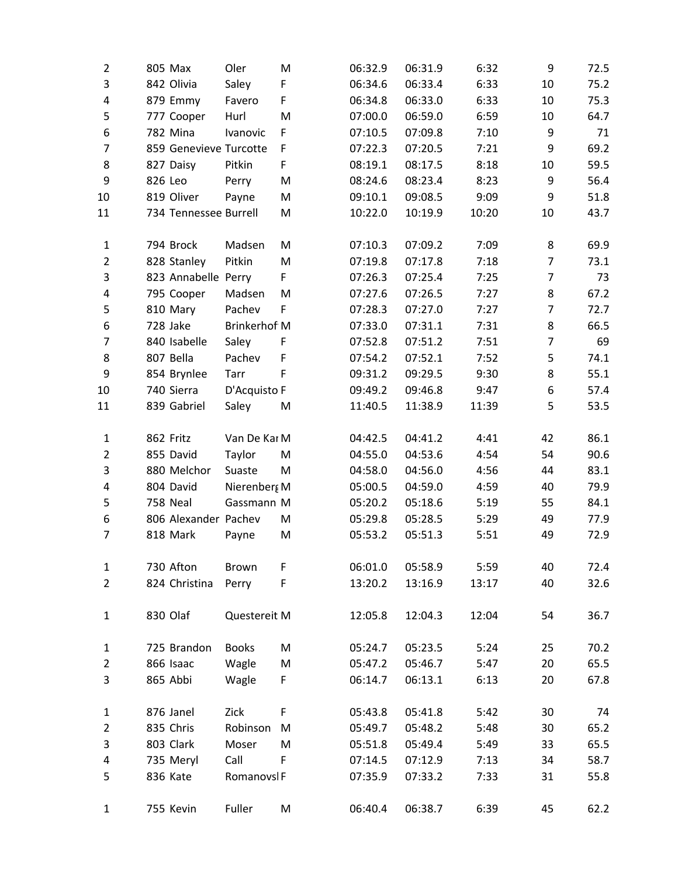| | | | | | | | | | |
|---|---|---|---|---|---|---|---|---|---|
| 2 | 805 | Max | Oler | M | 06:32.9 | 06:31.9 | 6:32 | 9 | 72.5 |
| 3 | 842 | Olivia | Saley | F | 06:34.6 | 06:33.4 | 6:33 | 10 | 75.2 |
| 4 | 879 | Emmy | Favero | F | 06:34.8 | 06:33.0 | 6:33 | 10 | 75.3 |
| 5 | 777 | Cooper | Hurl | M | 07:00.0 | 06:59.0 | 6:59 | 10 | 64.7 |
| 6 | 782 | Mina | Ivanovic | F | 07:10.5 | 07:09.8 | 7:10 | 9 | 71 |
| 7 | 859 | Genevieve | Turcotte | F | 07:22.3 | 07:20.5 | 7:21 | 9 | 69.2 |
| 8 | 827 | Daisy | Pitkin | F | 08:19.1 | 08:17.5 | 8:18 | 10 | 59.5 |
| 9 | 826 | Leo | Perry | M | 08:24.6 | 08:23.4 | 8:23 | 9 | 56.4 |
| 10 | 819 | Oliver | Payne | M | 09:10.1 | 09:08.5 | 9:09 | 9 | 51.8 |
| 11 | 734 | Tennessee | Burrell | M | 10:22.0 | 10:19.9 | 10:20 | 10 | 43.7 |
| | | | | | | | | | |
| 1 | 794 | Brock | Madsen | M | 07:10.3 | 07:09.2 | 7:09 | 8 | 69.9 |
| 2 | 828 | Stanley | Pitkin | M | 07:19.8 | 07:17.8 | 7:18 | 7 | 73.1 |
| 3 | 823 | Annabelle | Perry | F | 07:26.3 | 07:25.4 | 7:25 | 7 | 73 |
| 4 | 795 | Cooper | Madsen | M | 07:27.6 | 07:26.5 | 7:27 | 8 | 67.2 |
| 5 | 810 | Mary | Pachev | F | 07:28.3 | 07:27.0 | 7:27 | 7 | 72.7 |
| 6 | 728 | Jake | Brinkerhof | M | 07:33.0 | 07:31.1 | 7:31 | 8 | 66.5 |
| 7 | 840 | Isabelle | Saley | F | 07:52.8 | 07:51.2 | 7:51 | 7 | 69 |
| 8 | 807 | Bella | Pachev | F | 07:54.2 | 07:52.1 | 7:52 | 5 | 74.1 |
| 9 | 854 | Brynlee | Tarr | F | 09:31.2 | 09:29.5 | 9:30 | 8 | 55.1 |
| 10 | 740 | Sierra | D'Acquisto | F | 09:49.2 | 09:46.8 | 9:47 | 6 | 57.4 |
| 11 | 839 | Gabriel | Saley | M | 11:40.5 | 11:38.9 | 11:39 | 5 | 53.5 |
| | | | | | | | | | |
| 1 | 862 | Fritz | Van De Kar | M | 04:42.5 | 04:41.2 | 4:41 | 42 | 86.1 |
| 2 | 855 | David | Taylor | M | 04:55.0 | 04:53.6 | 4:54 | 54 | 90.6 |
| 3 | 880 | Melchor | Suaste | M | 04:58.0 | 04:56.0 | 4:56 | 44 | 83.1 |
| 4 | 804 | David | Nierenberg | M | 05:00.5 | 04:59.0 | 4:59 | 40 | 79.9 |
| 5 | 758 | Neal | Gassmann | M | 05:20.2 | 05:18.6 | 5:19 | 55 | 84.1 |
| 6 | 806 | Alexander | Pachev | M | 05:29.8 | 05:28.5 | 5:29 | 49 | 77.9 |
| 7 | 818 | Mark | Payne | M | 05:53.2 | 05:51.3 | 5:51 | 49 | 72.9 |
| | | | | | | | | | |
| 1 | 730 | Afton | Brown | F | 06:01.0 | 05:58.9 | 5:59 | 40 | 72.4 |
| 2 | 824 | Christina | Perry | F | 13:20.2 | 13:16.9 | 13:17 | 40 | 32.6 |
| | | | | | | | | | |
| 1 | 830 | Olaf | Questereit | M | 12:05.8 | 12:04.3 | 12:04 | 54 | 36.7 |
| | | | | | | | | | |
| 1 | 725 | Brandon | Books | M | 05:24.7 | 05:23.5 | 5:24 | 25 | 70.2 |
| 2 | 866 | Isaac | Wagle | M | 05:47.2 | 05:46.7 | 5:47 | 20 | 65.5 |
| 3 | 865 | Abbi | Wagle | F | 06:14.7 | 06:13.1 | 6:13 | 20 | 67.8 |
| | | | | | | | | | |
| 1 | 876 | Janel | Zick | F | 05:43.8 | 05:41.8 | 5:42 | 30 | 74 |
| 2 | 835 | Chris | Robinson | M | 05:49.7 | 05:48.2 | 5:48 | 30 | 65.2 |
| 3 | 803 | Clark | Moser | M | 05:51.8 | 05:49.4 | 5:49 | 33 | 65.5 |
| 4 | 735 | Meryl | Call | F | 07:14.5 | 07:12.9 | 7:13 | 34 | 58.7 |
| 5 | 836 | Kate | Romanovsl | F | 07:35.9 | 07:33.2 | 7:33 | 31 | 55.8 |
| | | | | | | | | | |
| 1 | 755 | Kevin | Fuller | M | 06:40.4 | 06:38.7 | 6:39 | 45 | 62.2 |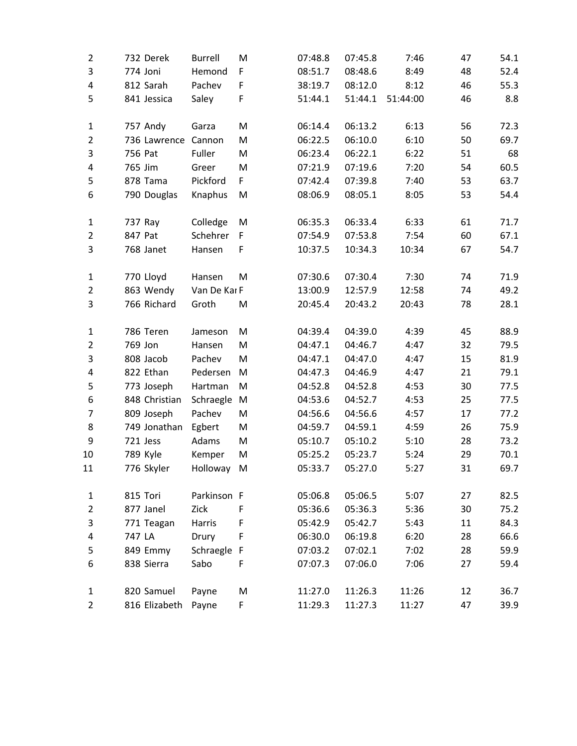| | | | | | | | | | |
|---|---|---|---|---|---|---|---|---|---|
| 2 | 732 | Derek | Burrell | M | 07:48.8 | 07:45.8 | 7:46 | 47 | 54.1 |
| 3 | 774 | Joni | Hemond | F | 08:51.7 | 08:48.6 | 8:49 | 48 | 52.4 |
| 4 | 812 | Sarah | Pachev | F | 38:19.7 | 08:12.0 | 8:12 | 46 | 55.3 |
| 5 | 841 | Jessica | Saley | F | 51:44.1 | 51:44.1 | 51:44:00 | 46 | 8.8 |
| | | | | | | | | | |
| 1 | 757 | Andy | Garza | M | 06:14.4 | 06:13.2 | 6:13 | 56 | 72.3 |
| 2 | 736 | Lawrence | Cannon | M | 06:22.5 | 06:10.0 | 6:10 | 50 | 69.7 |
| 3 | 756 | Pat | Fuller | M | 06:23.4 | 06:22.1 | 6:22 | 51 | 68 |
| 4 | 765 | Jim | Greer | M | 07:21.9 | 07:19.6 | 7:20 | 54 | 60.5 |
| 5 | 878 | Tama | Pickford | F | 07:42.4 | 07:39.8 | 7:40 | 53 | 63.7 |
| 6 | 790 | Douglas | Knaphus | M | 08:06.9 | 08:05.1 | 8:05 | 53 | 54.4 |
| | | | | | | | | | |
| 1 | 737 | Ray | Colledge | M | 06:35.3 | 06:33.4 | 6:33 | 61 | 71.7 |
| 2 | 847 | Pat | Schehrer | F | 07:54.9 | 07:53.8 | 7:54 | 60 | 67.1 |
| 3 | 768 | Janet | Hansen | F | 10:37.5 | 10:34.3 | 10:34 | 67 | 54.7 |
| | | | | | | | | | |
| 1 | 770 | Lloyd | Hansen | M | 07:30.6 | 07:30.4 | 7:30 | 74 | 71.9 |
| 2 | 863 | Wendy | Van De Kar | F | 13:00.9 | 12:57.9 | 12:58 | 74 | 49.2 |
| 3 | 766 | Richard | Groth | M | 20:45.4 | 20:43.2 | 20:43 | 78 | 28.1 |
| | | | | | | | | | |
| 1 | 786 | Teren | Jameson | M | 04:39.4 | 04:39.0 | 4:39 | 45 | 88.9 |
| 2 | 769 | Jon | Hansen | M | 04:47.1 | 04:46.7 | 4:47 | 32 | 79.5 |
| 3 | 808 | Jacob | Pachev | M | 04:47.1 | 04:47.0 | 4:47 | 15 | 81.9 |
| 4 | 822 | Ethan | Pedersen | M | 04:47.3 | 04:46.9 | 4:47 | 21 | 79.1 |
| 5 | 773 | Joseph | Hartman | M | 04:52.8 | 04:52.8 | 4:53 | 30 | 77.5 |
| 6 | 848 | Christian | Schraegle | M | 04:53.6 | 04:52.7 | 4:53 | 25 | 77.5 |
| 7 | 809 | Joseph | Pachev | M | 04:56.6 | 04:56.6 | 4:57 | 17 | 77.2 |
| 8 | 749 | Jonathan | Egbert | M | 04:59.7 | 04:59.1 | 4:59 | 26 | 75.9 |
| 9 | 721 | Jess | Adams | M | 05:10.7 | 05:10.2 | 5:10 | 28 | 73.2 |
| 10 | 789 | Kyle | Kemper | M | 05:25.2 | 05:23.7 | 5:24 | 29 | 70.1 |
| 11 | 776 | Skyler | Holloway | M | 05:33.7 | 05:27.0 | 5:27 | 31 | 69.7 |
| | | | | | | | | | |
| 1 | 815 | Tori | Parkinson | F | 05:06.8 | 05:06.5 | 5:07 | 27 | 82.5 |
| 2 | 877 | Janel | Zick | F | 05:36.6 | 05:36.3 | 5:36 | 30 | 75.2 |
| 3 | 771 | Teagan | Harris | F | 05:42.9 | 05:42.7 | 5:43 | 11 | 84.3 |
| 4 | 747 | LA | Drury | F | 06:30.0 | 06:19.8 | 6:20 | 28 | 66.6 |
| 5 | 849 | Emmy | Schraegle | F | 07:03.2 | 07:02.1 | 7:02 | 28 | 59.9 |
| 6 | 838 | Sierra | Sabo | F | 07:07.3 | 07:06.0 | 7:06 | 27 | 59.4 |
| | | | | | | | | | |
| 1 | 820 | Samuel | Payne | M | 11:27.0 | 11:26.3 | 11:26 | 12 | 36.7 |
| 2 | 816 | Elizabeth | Payne | F | 11:29.3 | 11:27.3 | 11:27 | 47 | 39.9 |